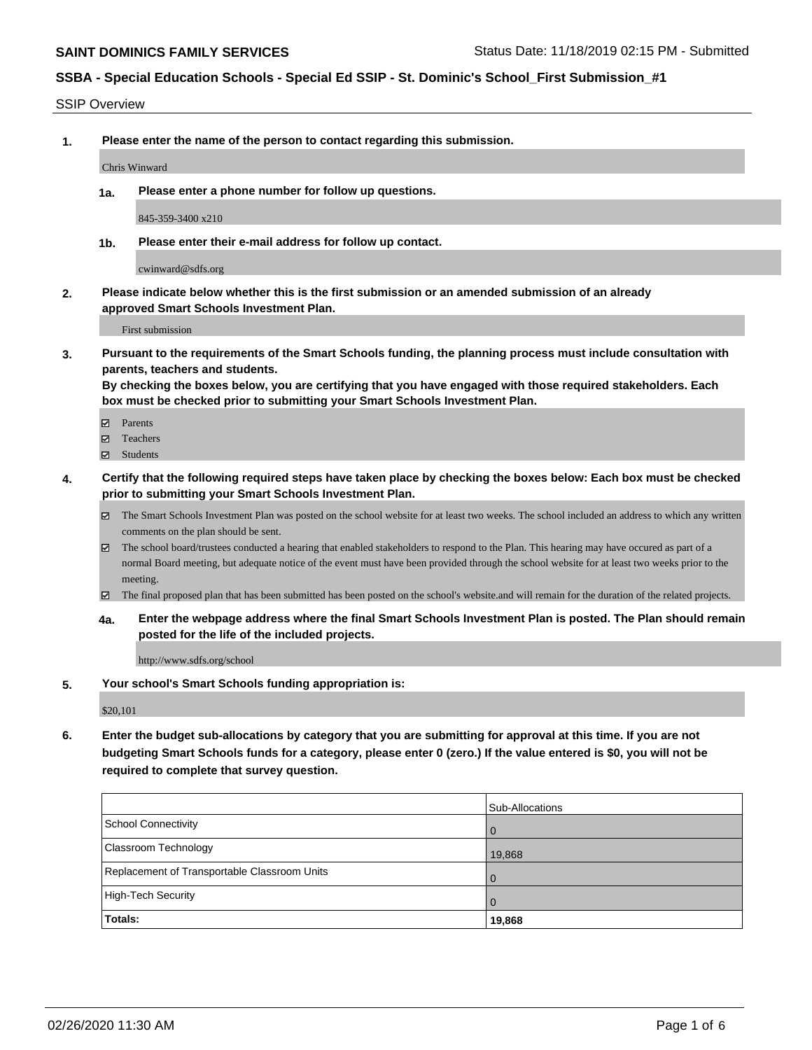**SAINT DOMINICS FAMILY SERVICES**

Status Date: 11/18/2019 02:15 PM - Submitted

## SSBA - Special Education Schools - Special Ed SSIP - St. Dominic's School_First Submission_#1

SSIP Overview

**1. Please enter the name of the person to contact regarding this submission.**

Chris Winward

**1a. Please enter a phone number for follow up questions.**

845-359-3400 x210

**1b. Please enter their e-mail address for follow up contact.**

cwinward@sdfs.org

**2. Please indicate below whether this is the first submission or an amended submission of an already approved Smart Schools Investment Plan.**

First submission

**3. Pursuant to the requirements of the Smart Schools funding, the planning process must include consultation with parents, teachers and students.**
**By checking the boxes below, you are certifying that you have engaged with those required stakeholders. Each box must be checked prior to submitting your Smart Schools Investment Plan.**

- ☑ Parents
- ☑ Teachers
- ☑ Students

**4. Certify that the following required steps have taken place by checking the boxes below: Each box must be checked prior to submitting your Smart Schools Investment Plan.**

- ☑ The Smart Schools Investment Plan was posted on the school website for at least two weeks. The school included an address to which any written comments on the plan should be sent.
- ☑ The school board/trustees conducted a hearing that enabled stakeholders to respond to the Plan. This hearing may have occured as part of a normal Board meeting, but adequate notice of the event must have been provided through the school website for at least two weeks prior to the meeting.
- ☑ The final proposed plan that has been submitted has been posted on the school's website.and will remain for the duration of the related projects.

**4a. Enter the webpage address where the final Smart Schools Investment Plan is posted. The Plan should remain posted for the life of the included projects.**

http://www.sdfs.org/school

**5. Your school's Smart Schools funding appropriation is:**

$20,101

**6. Enter the budget sub-allocations by category that you are submitting for approval at this time. If you are not budgeting Smart Schools funds for a category, please enter 0 (zero.) If the value entered is $0, you will not be required to complete that survey question.**

| | Sub-Allocations |
|---|---|
| School Connectivity | 0 |
| Classroom Technology | 19,868 |
| Replacement of Transportable Classroom Units | 0 |
| High-Tech Security | 0 |
| **Totals:** | **19,868** |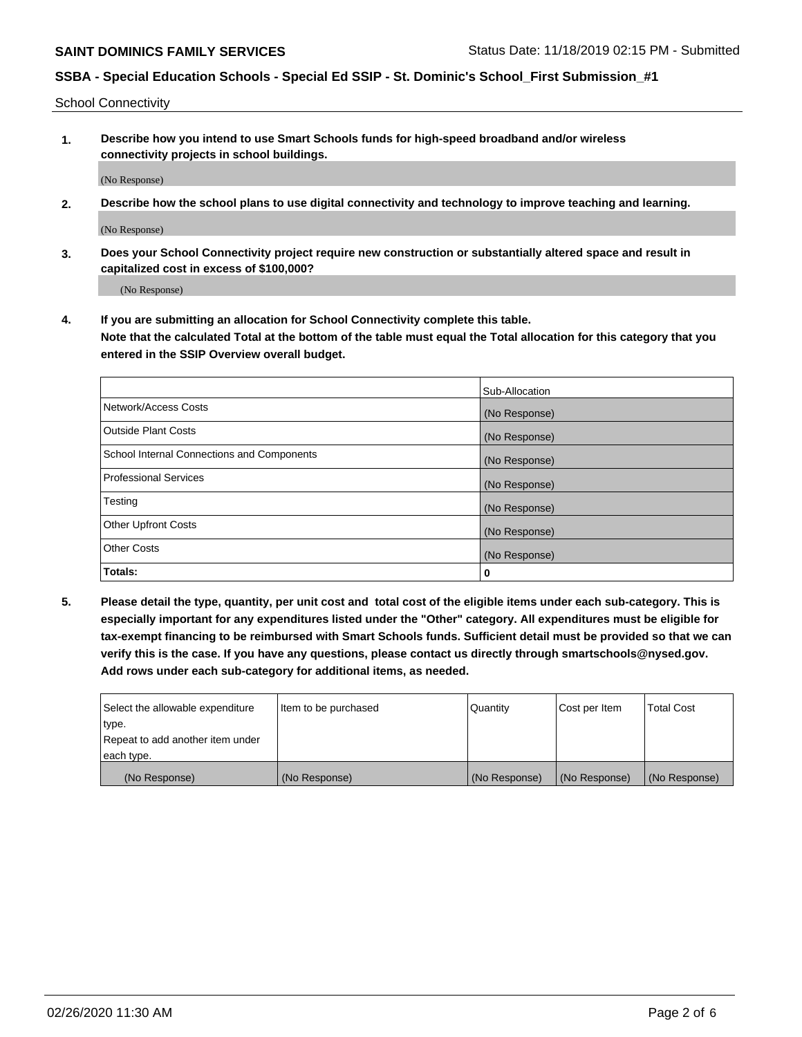School Connectivity

1. **Describe how you intend to use Smart Schools funds for high-speed broadband and/or wireless connectivity projects in school buildings.**

   (No Response)

2. **Describe how the school plans to use digital connectivity and technology to improve teaching and learning.**

   (No Response)

3. **Does your School Connectivity project require new construction or substantially altered space and result in capitalized cost in excess of $100,000?**

   (No Response)

4. **If you are submitting an allocation for School Connectivity complete this table. Note that the calculated Total at the bottom of the table must equal the Total allocation for this category that you entered in the SSIP Overview overall budget.**

| | Sub-Allocation |
|---|---|
| Network/Access Costs | (No Response) |
| Outside Plant Costs | (No Response) |
| School Internal Connections and Components | (No Response) |
| Professional Services | (No Response) |
| Testing | (No Response) |
| Other Upfront Costs | (No Response) |
| Other Costs | (No Response) |
| **Totals:** | 0 |

5. **Please detail the type, quantity, per unit cost and total cost of the eligible items under each sub-category. This is especially important for any expenditures listed under the "Other" category. All expenditures must be eligible for tax-exempt financing to be reimbursed with Smart Schools funds. Sufficient detail must be provided so that we can verify this is the case. If you have any questions, please contact us directly through smartschools@nysed.gov. Add rows under each sub-category for additional items, as needed.**

| Select the allowable expenditure type. Repeat to add another item under each type. | Item to be purchased | Quantity | Cost per Item | Total Cost |
|---|---|---|---|---|
| (No Response) | (No Response) | (No Response) | (No Response) | (No Response) |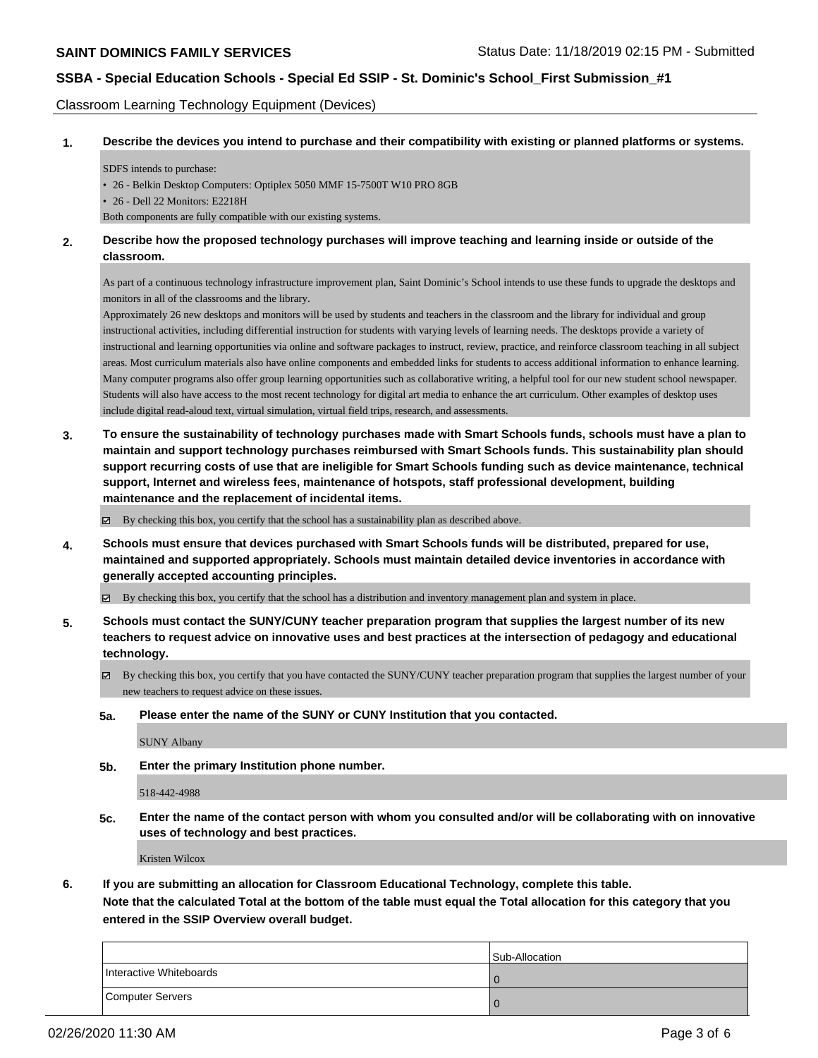Classroom Learning Technology Equipment (Devices)

**1. Describe the devices you intend to purchase and their compatibility with existing or planned platforms or systems.**

SDFS intends to purchase:

- 26 - Belkin Desktop Computers: Optiplex 5050 MMF 15-7500T W10 PRO 8GB
- 26 - Dell 22 Monitors: E2218H

Both components are fully compatible with our existing systems.

**2. Describe how the proposed technology purchases will improve teaching and learning inside or outside of the classroom.**

As part of a continuous technology infrastructure improvement plan, Saint Dominic's School intends to use these funds to upgrade the desktops and monitors in all of the classrooms and the library.

Approximately 26 new desktops and monitors will be used by students and teachers in the classroom and the library for individual and group instructional activities, including differential instruction for students with varying levels of learning needs. The desktops provide a variety of instructional and learning opportunities via online and software packages to instruct, review, practice, and reinforce classroom teaching in all subject areas. Most curriculum materials also have online components and embedded links for students to access additional information to enhance learning. Many computer programs also offer group learning opportunities such as collaborative writing, a helpful tool for our new student school newspaper. Students will also have access to the most recent technology for digital art media to enhance the art curriculum. Other examples of desktop uses include digital read-aloud text, virtual simulation, virtual field trips, research, and assessments.

**3. To ensure the sustainability of technology purchases made with Smart Schools funds, schools must have a plan to maintain and support technology purchases reimbursed with Smart Schools funds. This sustainability plan should support recurring costs of use that are ineligible for Smart Schools funding such as device maintenance, technical support, Internet and wireless fees, maintenance of hotspots, staff professional development, building maintenance and the replacement of incidental items.**

☑ By checking this box, you certify that the school has a sustainability plan as described above.

**4. Schools must ensure that devices purchased with Smart Schools funds will be distributed, prepared for use, maintained and supported appropriately. Schools must maintain detailed device inventories in accordance with generally accepted accounting principles.**

☑ By checking this box, you certify that the school has a distribution and inventory management plan and system in place.

**5. Schools must contact the SUNY/CUNY teacher preparation program that supplies the largest number of its new teachers to request advice on innovative uses and best practices at the intersection of pedagogy and educational technology.**

☑ By checking this box, you certify that you have contacted the SUNY/CUNY teacher preparation program that supplies the largest number of your new teachers to request advice on these issues.

**5a. Please enter the name of the SUNY or CUNY Institution that you contacted.**

SUNY Albany

**5b. Enter the primary Institution phone number.**

518-442-4988

**5c. Enter the name of the contact person with whom you consulted and/or will be collaborating with on innovative uses of technology and best practices.**

Kristen Wilcox

**6. If you are submitting an allocation for Classroom Educational Technology, complete this table. Note that the calculated Total at the bottom of the table must equal the Total allocation for this category that you entered in the SSIP Overview overall budget.**

| | Sub-Allocation |
|---|---|
| Interactive Whiteboards | 0 |
| Computer Servers | 0 |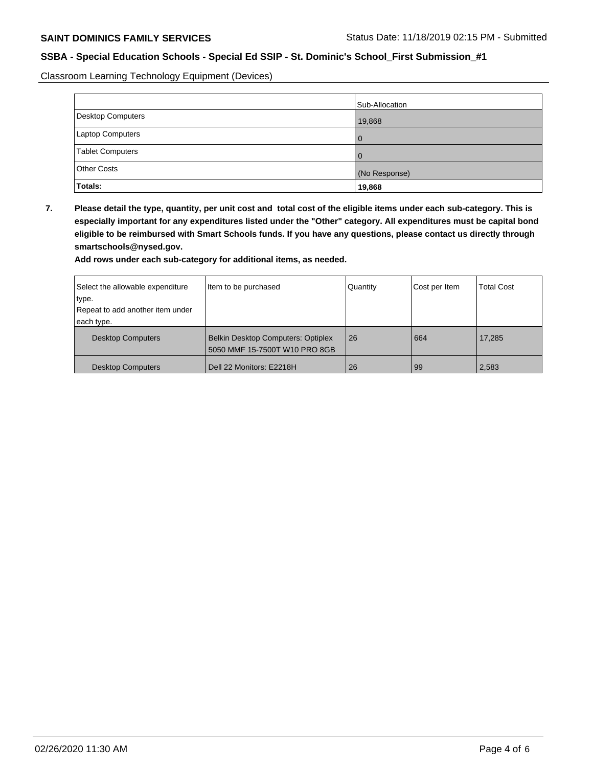Classroom Learning Technology Equipment (Devices)

| | Sub-Allocation |
|---|---|
| Desktop Computers | 19,868 |
| Laptop Computers | 0 |
| Tablet Computers | 0 |
| Other Costs | (No Response) |
| **Totals:** | **19,868** |

**7. Please detail the type, quantity, per unit cost and total cost of the eligible items under each sub-category. This is especially important for any expenditures listed under the "Other" category. All expenditures must be capital bond eligible to be reimbursed with Smart Schools funds. If you have any questions, please contact us directly through smartschools@nysed.gov.**

**Add rows under each sub-category for additional items, as needed.**

| Select the allowable expenditure type. Repeat to add another item under each type. | Item to be purchased | Quantity | Cost per Item | Total Cost |
|---|---|---|---|---|
| Desktop Computers | Belkin Desktop Computers: Optiplex 5050 MMF 15-7500T W10 PRO 8GB | 26 | 664 | 17,285 |
| Desktop Computers | Dell 22 Monitors: E2218H | 26 | 99 | 2,583 |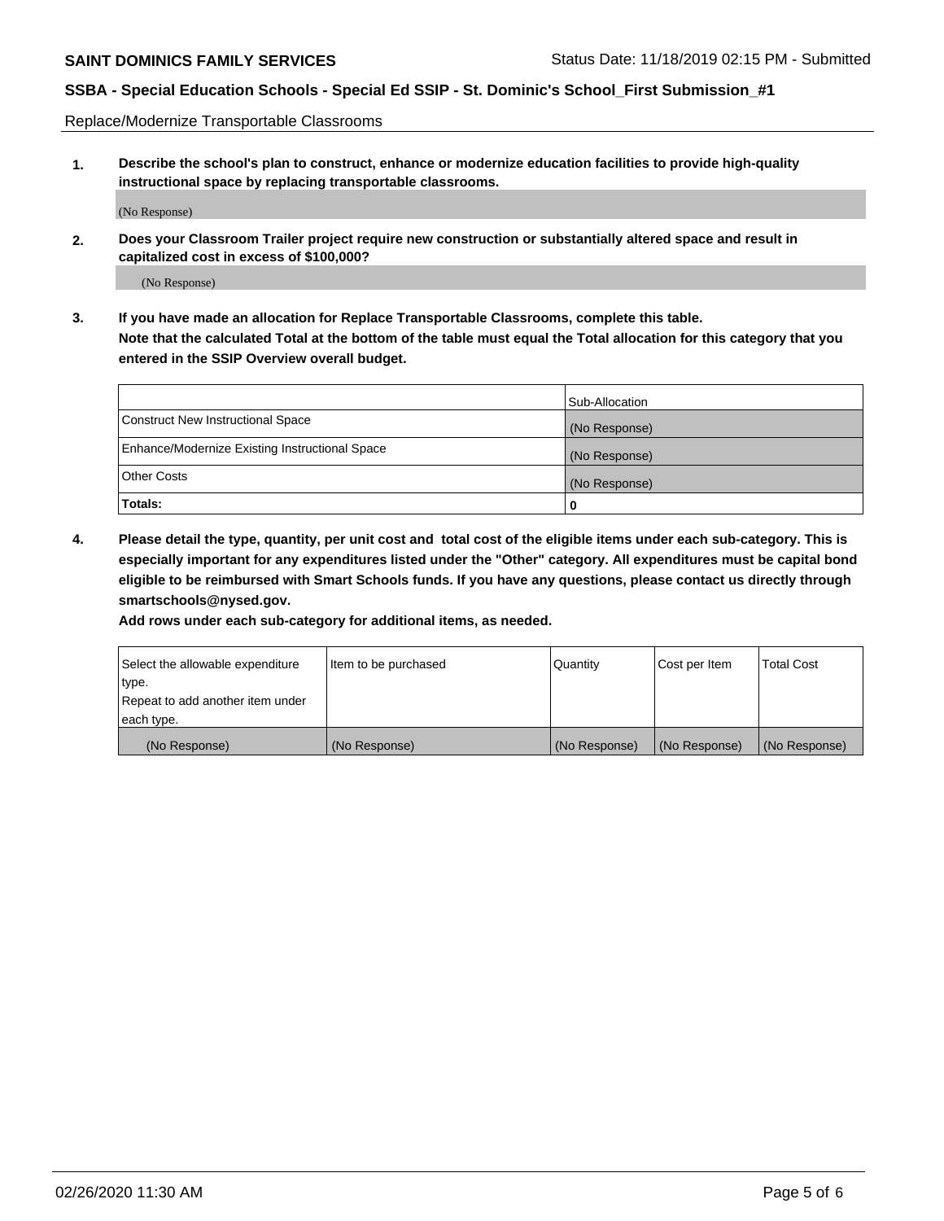Replace/Modernize Transportable Classrooms

**1. Describe the school's plan to construct, enhance or modernize education facilities to provide high-quality instructional space by replacing transportable classrooms.**

(No Response)

**2. Does your Classroom Trailer project require new construction or substantially altered space and result in capitalized cost in excess of $100,000?**

(No Response)

**3. If you have made an allocation for Replace Transportable Classrooms, complete this table. Note that the calculated Total at the bottom of the table must equal the Total allocation for this category that you entered in the SSIP Overview overall budget.**

| | Sub-Allocation |
|---|---|
| Construct New Instructional Space | (No Response) |
| Enhance/Modernize Existing Instructional Space | (No Response) |
| Other Costs | (No Response) |
| **Totals:** | **0** |

**4. Please detail the type, quantity, per unit cost and total cost of the eligible items under each sub-category. This is especially important for any expenditures listed under the "Other" category. All expenditures must be capital bond eligible to be reimbursed with Smart Schools funds. If you have any questions, please contact us directly through smartschools@nysed.gov.**

**Add rows under each sub-category for additional items, as needed.**

| Select the allowable expenditure type. Repeat to add another item under each type. | Item to be purchased | Quantity | Cost per Item | Total Cost |
|---|---|---|---|---|
| (No Response) | (No Response) | (No Response) | (No Response) | (No Response) |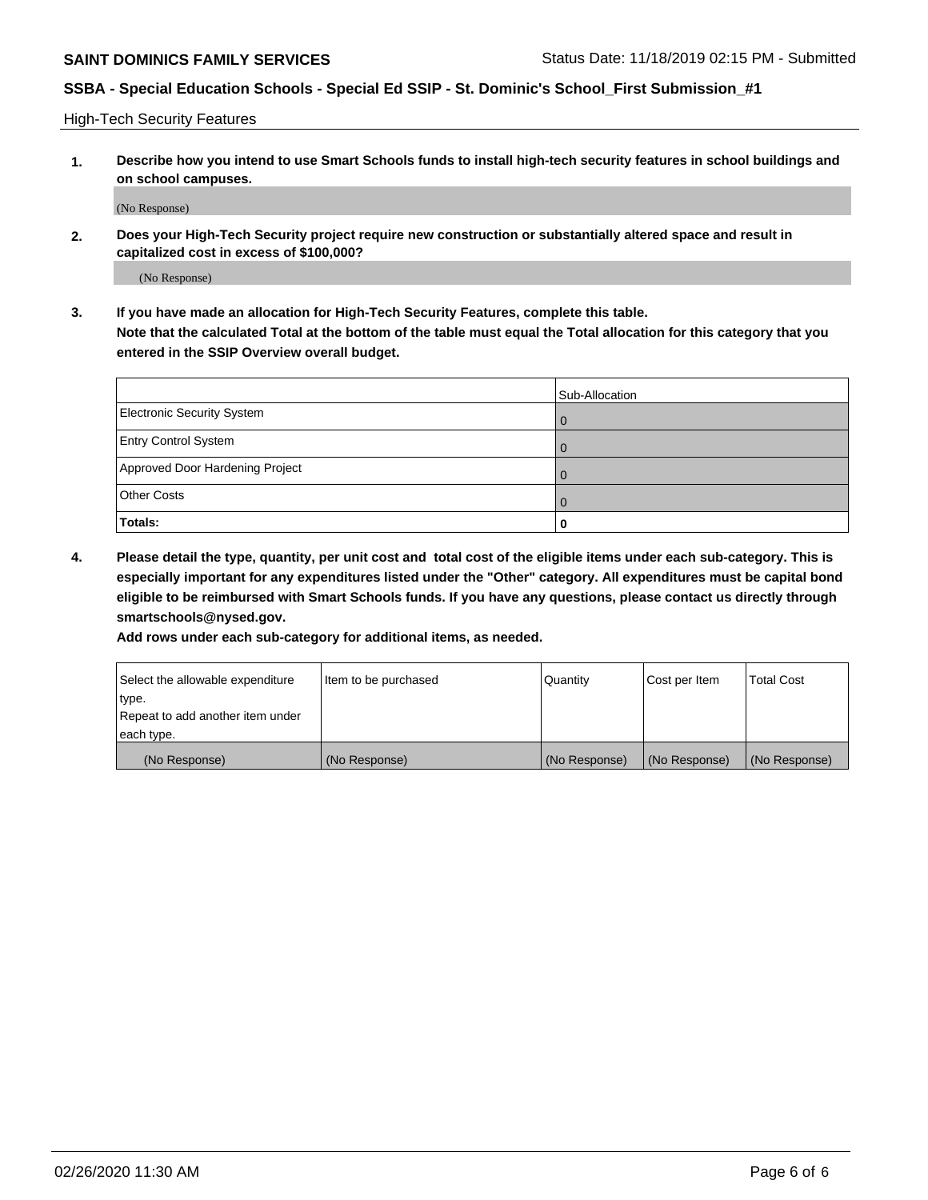High-Tech Security Features

**1. Describe how you intend to use Smart Schools funds to install high-tech security features in school buildings and on school campuses.**

(No Response)

**2. Does your High-Tech Security project require new construction or substantially altered space and result in capitalized cost in excess of $100,000?**

(No Response)

**3. If you have made an allocation for High-Tech Security Features, complete this table.**
**Note that the calculated Total at the bottom of the table must equal the Total allocation for this category that you entered in the SSIP Overview overall budget.**

| | Sub-Allocation |
|---|---|
| Electronic Security System | 0 |
| Entry Control System | 0 |
| Approved Door Hardening Project | 0 |
| Other Costs | 0 |
| **Totals:** | **0** |

**4. Please detail the type, quantity, per unit cost and total cost of the eligible items under each sub-category. This is especially important for any expenditures listed under the "Other" category. All expenditures must be capital bond eligible to be reimbursed with Smart Schools funds. If you have any questions, please contact us directly through smartschools@nysed.gov.**

**Add rows under each sub-category for additional items, as needed.**

| Select the allowable expenditure type. Repeat to add another item under each type. | Item to be purchased | Quantity | Cost per Item | Total Cost |
|---|---|---|---|---|
| (No Response) | (No Response) | (No Response) | (No Response) | (No Response) |